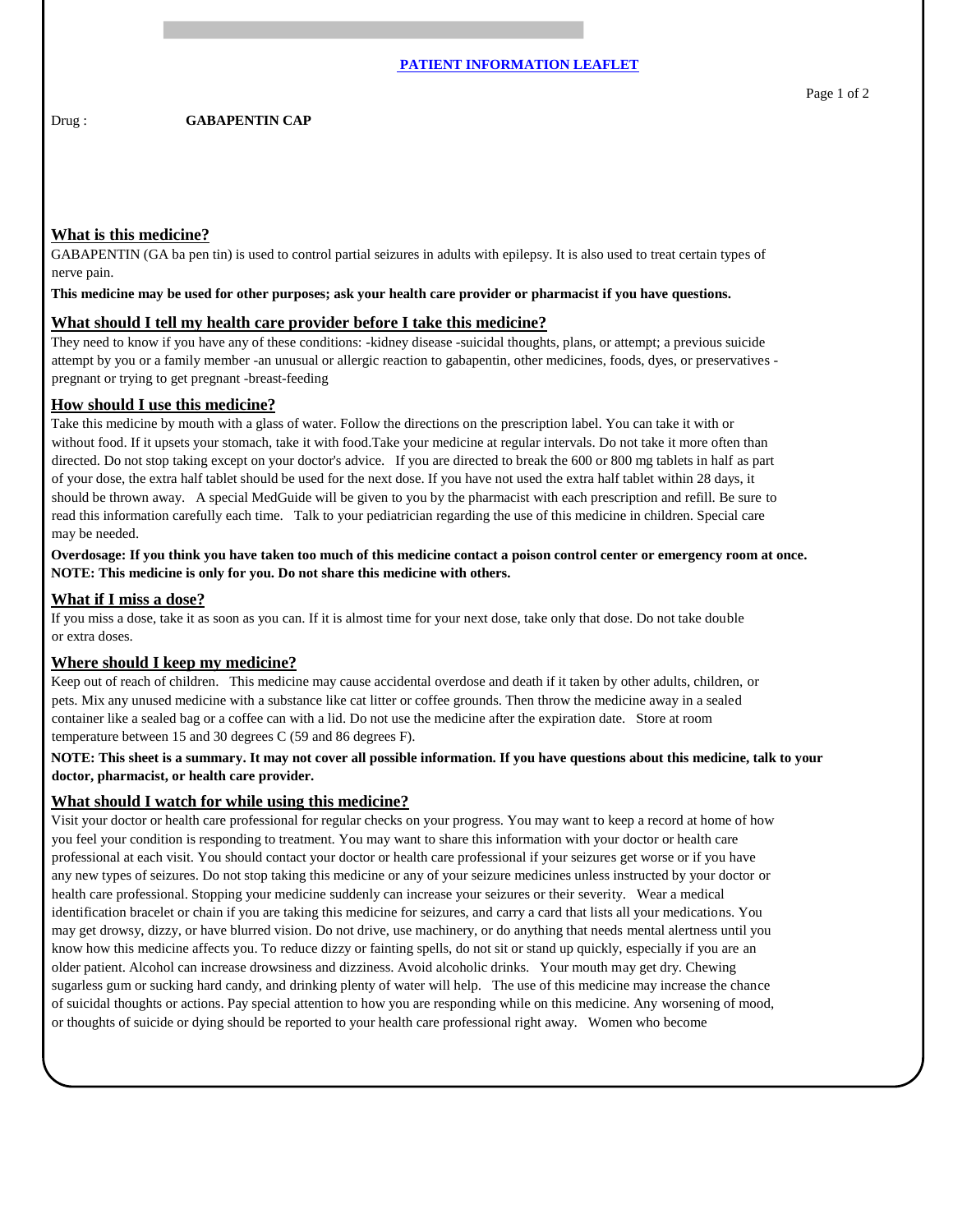**PATIENT INFORMATION LEAFLET**

Drug : **GABAPENTIN CAP**

## What is this medicine?

GABAPENTIN (GA ba pen tin) is used to control partial seizures in adults with epilepsy. It is also used to treat certain types of nerve pain.

**This medicine may be used for other purposes; ask your health care provider or pharmacist if you have questions.**

## What should I tell my health care provider before I take this medicine?

They need to know if you have any of these conditions: -kidney disease -suicidal thoughts, plans, or attempt; a previous suicide attempt by you or a family member -an unusual or allergic reaction to gabapentin, other medicines, foods, dyes, or preservatives -pregnant or trying to get pregnant -breast-feeding

## How should I use this medicine?

Take this medicine by mouth with a glass of water. Follow the directions on the prescription label. You can take it with or without food. If it upsets your stomach, take it with food.Take your medicine at regular intervals. Do not take it more often than directed. Do not stop taking except on your doctor's advice. If you are directed to break the 600 or 800 mg tablets in half as part of your dose, the extra half tablet should be used for the next dose. If you have not used the extra half tablet within 28 days, it should be thrown away. A special MedGuide will be given to you by the pharmacist with each prescription and refill. Be sure to read this information carefully each time. Talk to your pediatrician regarding the use of this medicine in children. Special care may be needed.

**Overdosage: If you think you have taken too much of this medicine contact a poison control center or emergency room at once.**
**NOTE: This medicine is only for you. Do not share this medicine with others.**

## What if I miss a dose?

If you miss a dose, take it as soon as you can. If it is almost time for your next dose, take only that dose. Do not take double or extra doses.

## Where should I keep my medicine?

Keep out of reach of children. This medicine may cause accidental overdose and death if it taken by other adults, children, or pets. Mix any unused medicine with a substance like cat litter or coffee grounds. Then throw the medicine away in a sealed container like a sealed bag or a coffee can with a lid. Do not use the medicine after the expiration date. Store at room temperature between 15 and 30 degrees C (59 and 86 degrees F).

**NOTE: This sheet is a summary. It may not cover all possible information. If you have questions about this medicine, talk to your doctor, pharmacist, or health care provider.**

## What should I watch for while using this medicine?

Visit your doctor or health care professional for regular checks on your progress. You may want to keep a record at home of how you feel your condition is responding to treatment. You may want to share this information with your doctor or health care professional at each visit. You should contact your doctor or health care professional if your seizures get worse or if you have any new types of seizures. Do not stop taking this medicine or any of your seizure medicines unless instructed by your doctor or health care professional. Stopping your medicine suddenly can increase your seizures or their severity. Wear a medical identification bracelet or chain if you are taking this medicine for seizures, and carry a card that lists all your medications. You may get drowsy, dizzy, or have blurred vision. Do not drive, use machinery, or do anything that needs mental alertness until you know how this medicine affects you. To reduce dizzy or fainting spells, do not sit or stand up quickly, especially if you are an older patient. Alcohol can increase drowsiness and dizziness. Avoid alcoholic drinks. Your mouth may get dry. Chewing sugarless gum or sucking hard candy, and drinking plenty of water will help. The use of this medicine may increase the chance of suicidal thoughts or actions. Pay special attention to how you are responding while on this medicine. Any worsening of mood, or thoughts of suicide or dying should be reported to your health care professional right away. Women who become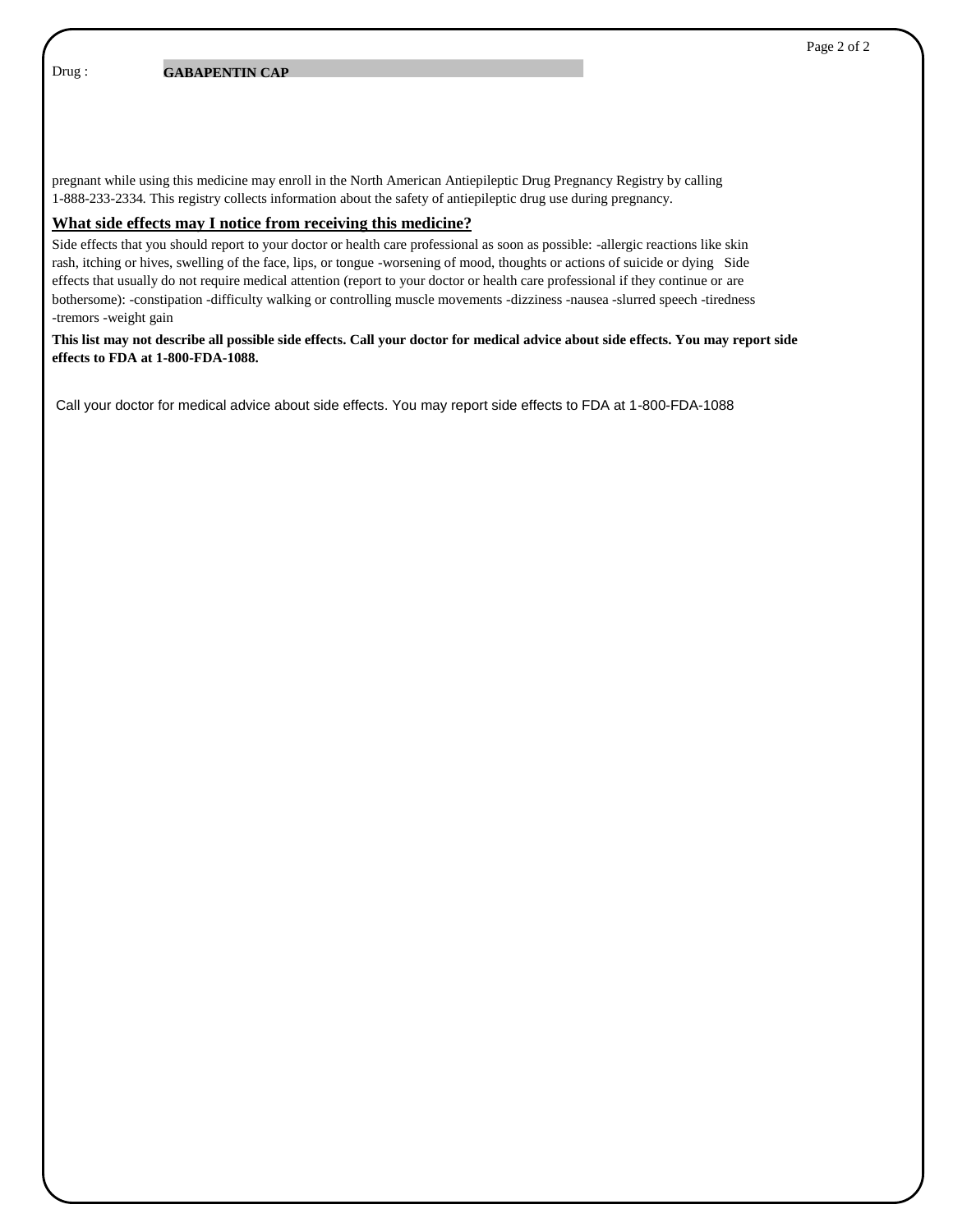Drug : **GABAPENTIN CAP**

pregnant while using this medicine may enroll in the North American Antiepileptic Drug Pregnancy Registry by calling 1-888-233-2334. This registry collects information about the safety of antiepileptic drug use during pregnancy.

## What side effects may I notice from receiving this medicine?

Side effects that you should report to your doctor or health care professional as soon as possible: -allergic reactions like skin rash, itching or hives, swelling of the face, lips, or tongue -worsening of mood, thoughts or actions of suicide or dying  Side effects that usually do not require medical attention (report to your doctor or health care professional if they continue or are bothersome): -constipation -difficulty walking or controlling muscle movements -dizziness -nausea -slurred speech -tiredness -tremors -weight gain

**This list may not describe all possible side effects. Call your doctor for medical advice about side effects. You may report side effects to FDA at 1-800-FDA-1088.**

Call your doctor for medical advice about side effects. You may report side effects to FDA at 1-800-FDA-1088